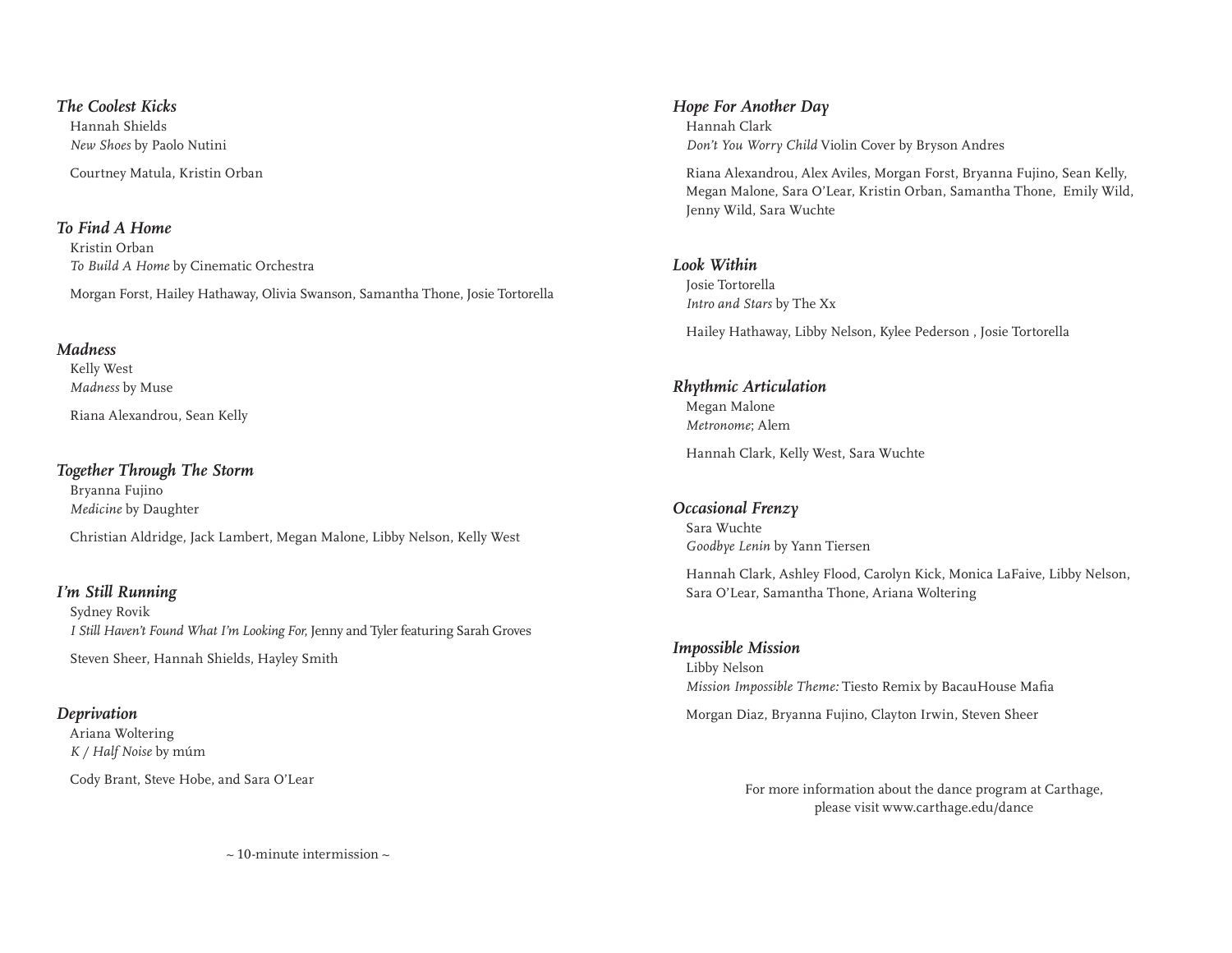### *The Coolest Kicks*

Hannah Shields
*New Shoes* by Paolo Nutini

Courtney Matula, Kristin Orban

### *To Find A Home*

Kristin Orban
*To Build A Home* by Cinematic Orchestra

Morgan Forst, Hailey Hathaway, Olivia Swanson, Samantha Thone, Josie Tortorella

### *Madness*

Kelly West
*Madness* by Muse

Riana Alexandrou, Sean Kelly

### *Together Through The Storm*

Bryanna Fujino
*Medicine* by Daughter

Christian Aldridge, Jack Lambert, Megan Malone, Libby Nelson, Kelly West

### *I'm Still Running*

Sydney Rovik
*I Still Haven't Found What I'm Looking For,* Jenny and Tyler featuring Sarah Groves

Steven Sheer, Hannah Shields, Hayley Smith

### *Deprivation*

Ariana Woltering
*K / Half Noise* by múm

Cody Brant, Steve Hobe, and Sara O'Lear

~ 10-minute intermission ~

### *Hope For Another Day*

Hannah Clark
*Don't You Worry Child* Violin Cover by Bryson Andres

Riana Alexandrou, Alex Aviles, Morgan Forst, Bryanna Fujino, Sean Kelly, Megan Malone, Sara O'Lear, Kristin Orban, Samantha Thone, Emily Wild, Jenny Wild, Sara Wuchte

### *Look Within*

Josie Tortorella
*Intro and Stars* by The Xx

Hailey Hathaway, Libby Nelson, Kylee Pederson , Josie Tortorella

### *Rhythmic Articulation*

Megan Malone
*Metronome*; Alem

Hannah Clark, Kelly West, Sara Wuchte

### *Occasional Frenzy*

Sara Wuchte
*Goodbye Lenin* by Yann Tiersen

Hannah Clark, Ashley Flood, Carolyn Kick, Monica LaFaive, Libby Nelson, Sara O'Lear, Samantha Thone, Ariana Woltering

### *Impossible Mission*

Libby Nelson
*Mission Impossible Theme:* Tiesto Remix by BacauHouse Mafia

Morgan Diaz, Bryanna Fujino, Clayton Irwin, Steven Sheer

For more information about the dance program at Carthage, please visit www.carthage.edu/dance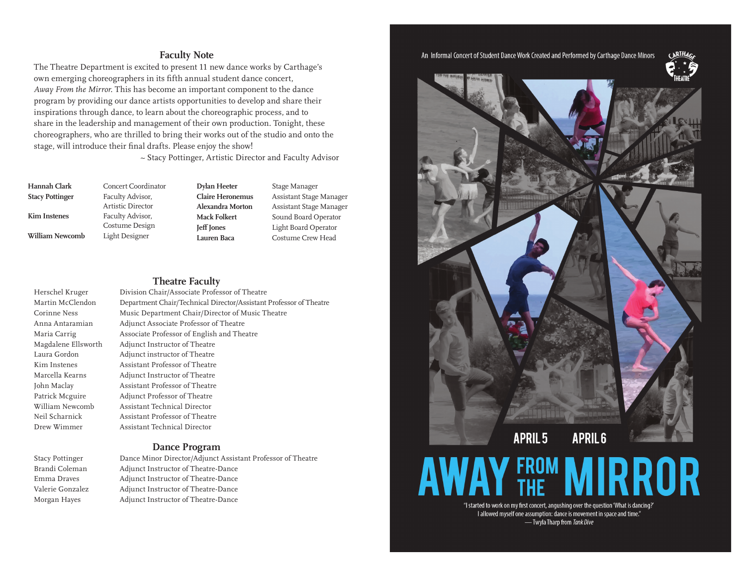## Faculty Note

The Theatre Department is excited to present 11 new dance works by Carthage's own emerging choreographers in its fifth annual student dance concert, *Away From the Mirror*. This has become an important component to the dance program by providing our dance artists opportunities to develop and share their inspirations through dance, to learn about the choreographic process, and to share in the leadership and management of their own production. Tonight, these choreographers, who are thrilled to bring their works out of the studio and onto the stage, will introduce their final drafts. Please enjoy the show!

~ Stacy Pottinger, Artistic Director and Faculty Advisor

| | |
|---|---|
| **Hannah Clark** | Concert Coordinator |
| **Stacy Pottinger** | Faculty Advisor, Artistic Director |
| **Kim Instenes** | Faculty Advisor, Costume Design |
| **William Newcomb** | Light Designer |
| **Dylan Heeter** | Stage Manager |
| **Claire Heronemus** | Assistant Stage Manager |
| **Alexandra Morton** | Assistant Stage Manager |
| **Mack Folkert** | Sound Board Operator |
| **Jeff Jones** | Light Board Operator |
| **Lauren Baca** | Costume Crew Head |

## Theatre Faculty

| | |
|---|---|
| Herschel Kruger | Division Chair/Associate Professor of Theatre |
| Martin McClendon | Department Chair/Technical Director/Assistant Professor of Theatre |
| Corinne Ness | Music Department Chair/Director of Music Theatre |
| Anna Antaramian | Adjunct Associate Professor of Theatre |
| Maria Carrig | Associate Professor of English and Theatre |
| Magdalene Ellsworth | Adjunct Instructor of Theatre |
| Laura Gordon | Adjunct instructor of Theatre |
| Kim Instenes | Assistant Professor of Theatre |
| Marcella Kearns | Adjunct Instructor of Theatre |
| John Maclay | Assistant Professor of Theatre |
| Patrick Mcguire | Adjunct Professor of Theatre |
| William Newcomb | Assistant Technical Director |
| Neil Scharnick | Assistant Professor of Theatre |
| Drew Wimmer | Assistant Technical Director |

## Dance Program

| | |
|---|---|
| Stacy Pottinger | Dance Minor Director/Adjunct Assistant Professor of Theatre |
| Brandi Coleman | Adjunct Instructor of Theatre-Dance |
| Emma Draves | Adjunct Instructor of Theatre-Dance |
| Valerie Gonzalez | Adjunct Instructor of Theatre-Dance |
| Morgan Hayes | Adjunct Instructor of Theatre-Dance |

An Informal Concert of Student Dance Work Created and Performed by Carthage Dance Minors

CARTHAGE THEATRE

APRIL 5 APRIL 6

# AWAY FROM THE MIRROR

"I started to work on my first concert, angushing over the question 'What is dancing?' I allowed myself one assumption: dance is movement in space and time."
— Twyla Tharp from *Tank Dive*